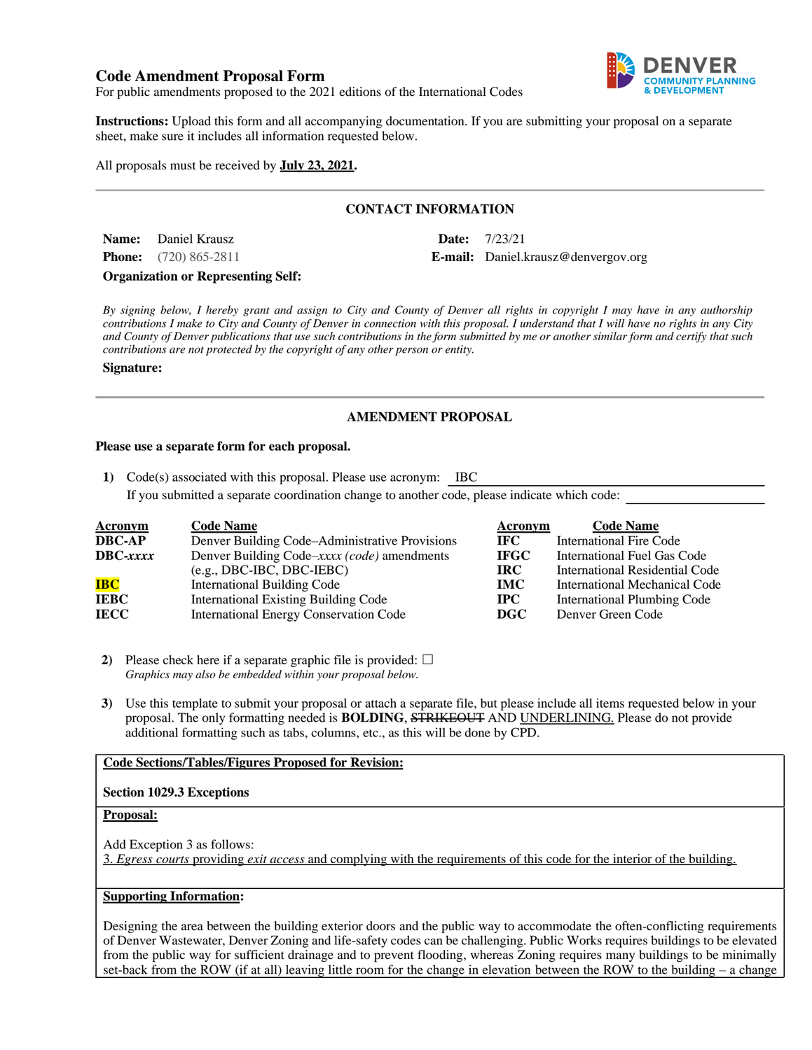# Code Amendment Proposal Form

For public amendments proposed to the 2021 editions of the International Codes

**Instructions:** Upload this form and all accompanying documentation. If you are submitting your proposal on a separate sheet, make sure it includes all information requested below.

All proposals must be received by **July 23, 2021**.

---

## CONTACT INFORMATION

**Name:** Daniel Krausz
**Date:** 7/23/21
**Phone:** (720) 865-2811
**E-mail:** Daniel.krausz@denvergov.org
**Organization or Representing Self:**

*By signing below, I hereby grant and assign to City and County of Denver all rights in copyright I may have in any authorship contributions I make to City and County of Denver in connection with this proposal. I understand that I will have no rights in any City and County of Denver publications that use such contributions in the form submitted by me or another similar form and certify that such contributions are not protected by the copyright of any other person or entity.*

**Signature:**

---

## AMENDMENT PROPOSAL

**Please use a separate form for each proposal.**

1) Code(s) associated with this proposal. Please use acronym: IBC
   If you submitted a separate coordination change to another code, please indicate which code:

| Acronym | Code Name | Acronym | Code Name |
|---|---|---|---|
| **DBC-AP** | Denver Building Code–Administrative Provisions | **IFC** | International Fire Code |
| **DBC-*xxxx*** | Denver Building Code–*xxxx (code)* amendments (e.g., DBC-IBC, DBC-IEBC) | **IFGC** | International Fuel Gas Code |
| **IBC** | International Building Code | **IRC** | International Residential Code |
| **IEBC** | International Existing Building Code | **IMC** | International Mechanical Code |
| **IECC** | International Energy Conservation Code | **IPC** | International Plumbing Code |
| | | **DGC** | Denver Green Code |

2) Please check here if a separate graphic file is provided: ☐
   *Graphics may also be embedded within your proposal below.*

3) Use this template to submit your proposal or attach a separate file, but please include all items requested below in your proposal. The only formatting needed is **BOLDING**, ~~STRIKEOUT~~ AND UNDERLINING. Please do not provide additional formatting such as tabs, columns, etc., as this will be done by CPD.

**Code Sections/Tables/Figures Proposed for Revision:**

**Section 1029.3 Exceptions**

**Proposal:**

Add Exception 3 as follows:
3. *Egress courts* providing *exit access* and complying with the requirements of this code for the interior of the building.

**Supporting Information:**

Designing the area between the building exterior doors and the public way to accommodate the often-conflicting requirements of Denver Wastewater, Denver Zoning and life-safety codes can be challenging. Public Works requires buildings to be elevated from the public way for sufficient drainage and to prevent flooding, whereas Zoning requires many buildings to be minimally set-back from the ROW (if at all) leaving little room for the change in elevation between the ROW to the building – a change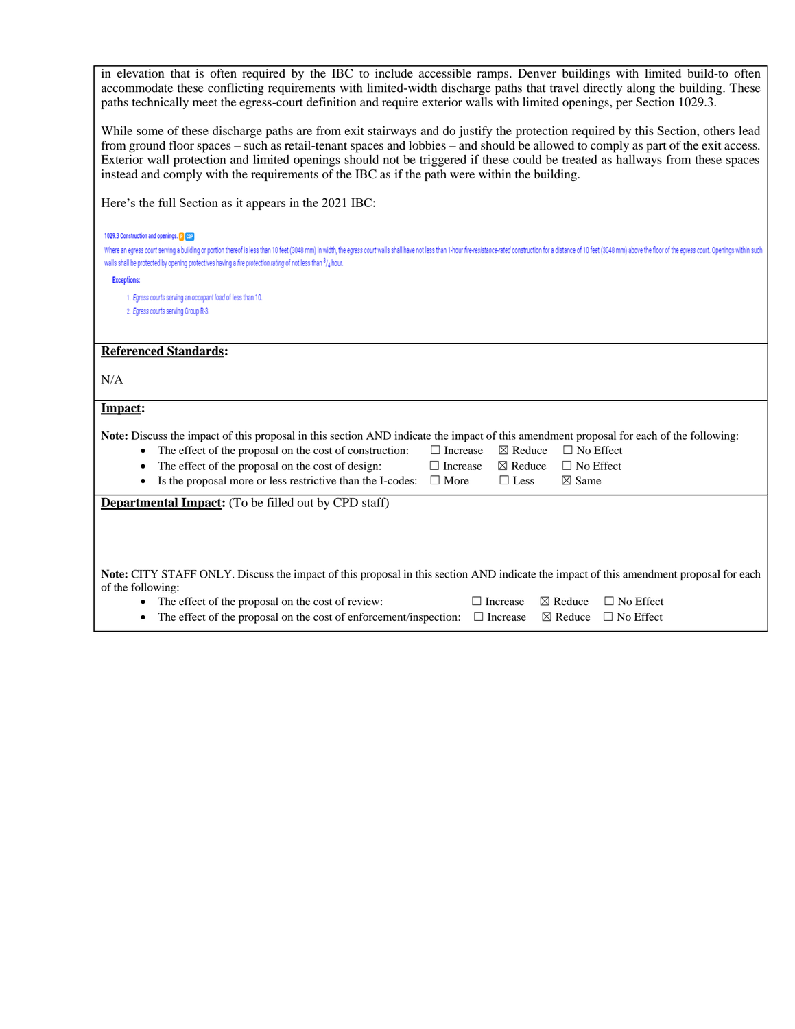in elevation that is often required by the IBC to include accessible ramps. Denver buildings with limited build-to often accommodate these conflicting requirements with limited-width discharge paths that travel directly along the building. These paths technically meet the egress-court definition and require exterior walls with limited openings, per Section 1029.3.

While some of these discharge paths are from exit stairways and do justify the protection required by this Section, others lead from ground floor spaces – such as retail-tenant spaces and lobbies – and should be allowed to comply as part of the exit access. Exterior wall protection and limited openings should not be triggered if these could be treated as hallways from these spaces instead and comply with the requirements of the IBC as if the path were within the building.

Here's the full Section as it appears in the 2021 IBC:

**1029.3 Construction and openings.**

Where an egress court serving a building or portion thereof is less than 10 feet (3048 mm) in width, the egress court walls shall have not less than 1-hour fire-resistance-rated construction for a distance of 10 feet (3048 mm) above the floor of the egress court. Openings within such walls shall be protected by opening protectives having a fire protection rating of not less than 3/4 hour.

**Exceptions:**

1. Egress courts serving an occupant load of less than 10.
2. Egress courts serving Group R-3.

**Referenced Standards:**

N/A

**Impact:**

**Note:** Discuss the impact of this proposal in this section AND indicate the impact of this amendment proposal for each of the following:

- The effect of the proposal on the cost of construction: ☐ Increase ☒ Reduce ☐ No Effect
- The effect of the proposal on the cost of design: ☐ Increase ☒ Reduce ☐ No Effect
- Is the proposal more or less restrictive than the I-codes: ☐ More ☐ Less ☒ Same

**Departmental Impact:** (To be filled out by CPD staff)

**Note:** CITY STAFF ONLY. Discuss the impact of this proposal in this section AND indicate the impact of this amendment proposal for each of the following:

- The effect of the proposal on the cost of review: ☐ Increase ☒ Reduce ☐ No Effect
- The effect of the proposal on the cost of enforcement/inspection: ☐ Increase ☒ Reduce ☐ No Effect